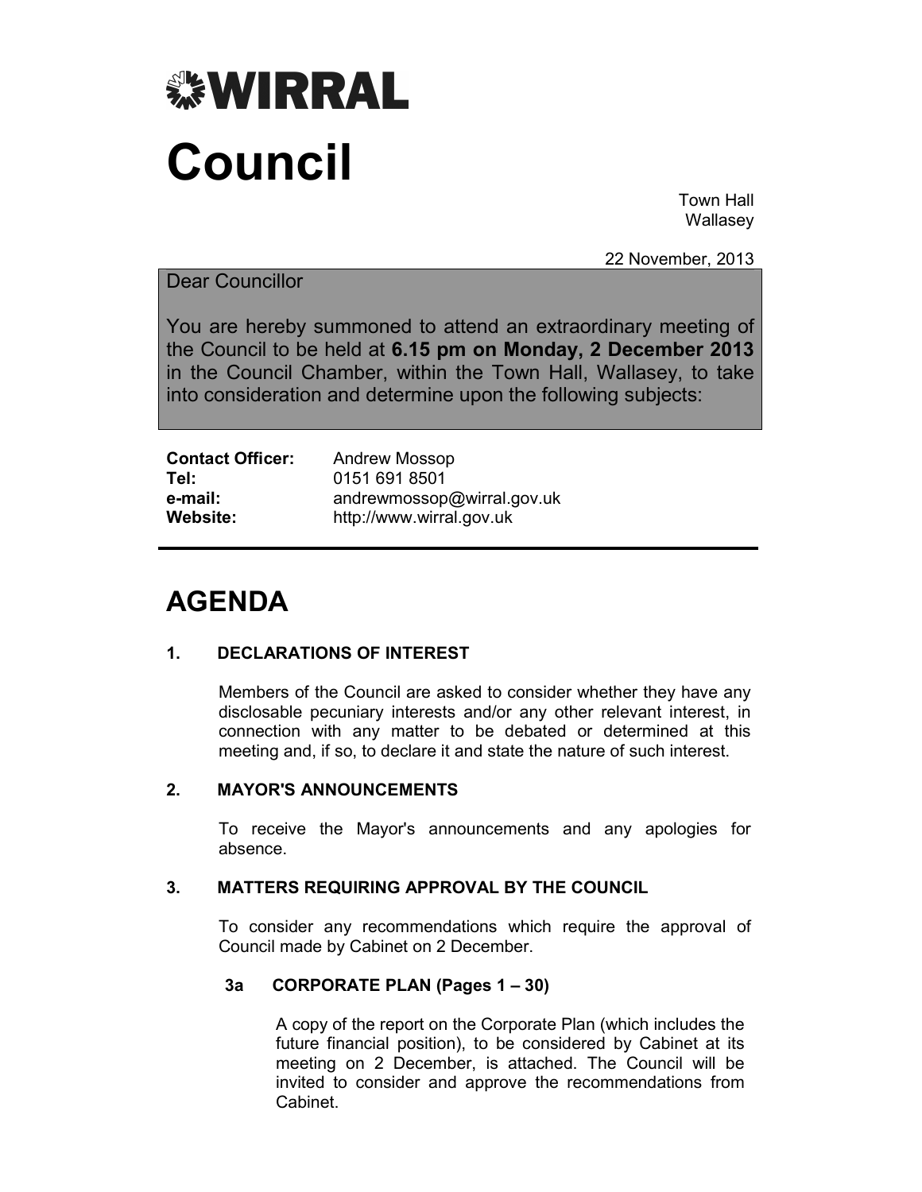# WIRRAL

# Council

Town Hall
Wallasey

22 November, 2013

Dear Councillor

You are hereby summoned to attend an extraordinary meeting of the Council to be held at **6.15 pm on Monday, 2 December 2013** in the Council Chamber, within the Town Hall, Wallasey, to take into consideration and determine upon the following subjects:

| | |
|---|---|
| **Contact Officer:** | Andrew Mossop |
| **Tel:** | 0151 691 8501 |
| **e-mail:** | andrewmossop@wirral.gov.uk |
| **Website:** | http://www.wirral.gov.uk |

## AGENDA

### 1. DECLARATIONS OF INTEREST

Members of the Council are asked to consider whether they have any disclosable pecuniary interests and/or any other relevant interest, in connection with any matter to be debated or determined at this meeting and, if so, to declare it and state the nature of such interest.

### 2. MAYOR'S ANNOUNCEMENTS

To receive the Mayor's announcements and any apologies for absence.

### 3. MATTERS REQUIRING APPROVAL BY THE COUNCIL

To consider any recommendations which require the approval of Council made by Cabinet on 2 December.

#### 3a CORPORATE PLAN (Pages 1 – 30)

A copy of the report on the Corporate Plan (which includes the future financial position), to be considered by Cabinet at its meeting on 2 December, is attached. The Council will be invited to consider and approve the recommendations from Cabinet.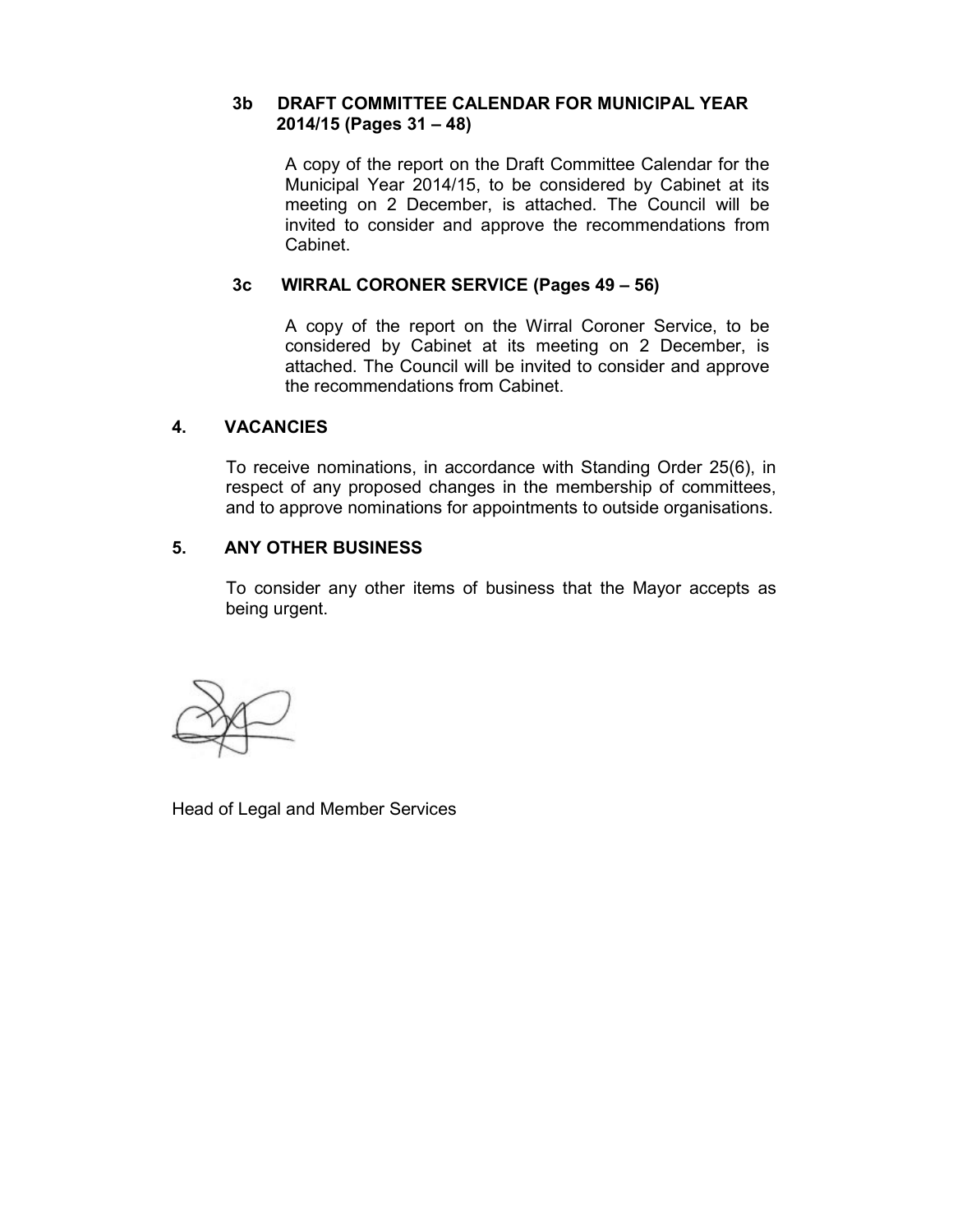**3b DRAFT COMMITTEE CALENDAR FOR MUNICIPAL YEAR 2014/15 (Pages 31 – 48)**

A copy of the report on the Draft Committee Calendar for the Municipal Year 2014/15, to be considered by Cabinet at its meeting on 2 December, is attached. The Council will be invited to consider and approve the recommendations from Cabinet.

**3c WIRRAL CORONER SERVICE (Pages 49 – 56)**

A copy of the report on the Wirral Coroner Service, to be considered by Cabinet at its meeting on 2 December, is attached. The Council will be invited to consider and approve the recommendations from Cabinet.

**4. VACANCIES**

To receive nominations, in accordance with Standing Order 25(6), in respect of any proposed changes in the membership of committees, and to approve nominations for appointments to outside organisations.

**5. ANY OTHER BUSINESS**

To consider any other items of business that the Mayor accepts as being urgent.

Head of Legal and Member Services